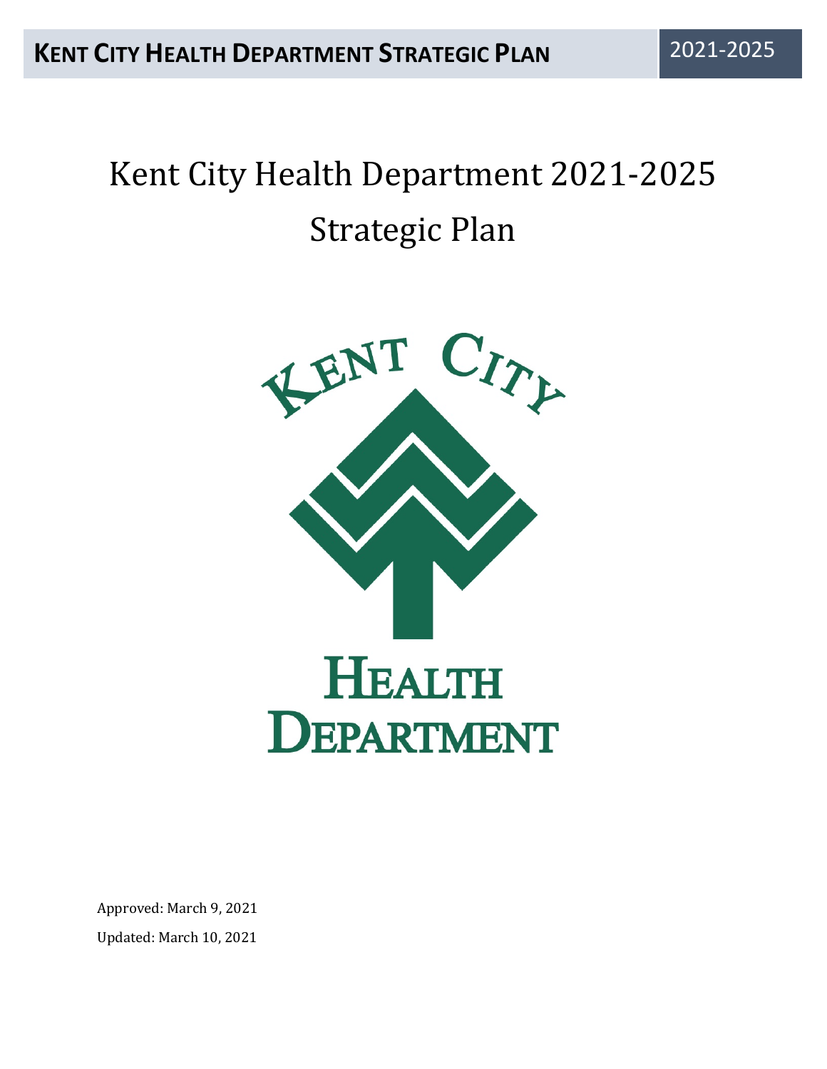# Kent City Health Department 2021-2025 Strategic Plan

KENT CITY

HEALTH DEPARTMENT

Approved: March 9, 2021

Updated: March 10, 2021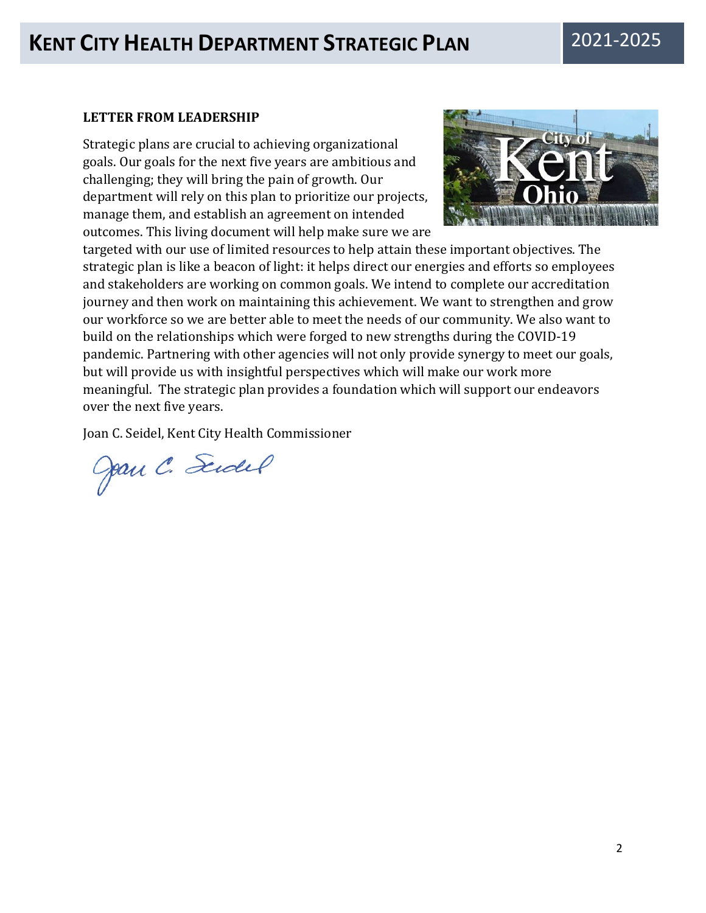## LETTER FROM LEADERSHIP

Strategic plans are crucial to achieving organizational goals. Our goals for the next five years are ambitious and challenging; they will bring the pain of growth. Our department will rely on this plan to prioritize our projects, manage them, and establish an agreement on intended outcomes. This living document will help make sure we are targeted with our use of limited resources to help attain these important objectives. The strategic plan is like a beacon of light: it helps direct our energies and efforts so employees and stakeholders are working on common goals. We intend to complete our accreditation journey and then work on maintaining this achievement. We want to strengthen and grow our workforce so we are better able to meet the needs of our community. We also want to build on the relationships which were forged to new strengths during the COVID-19 pandemic. Partnering with other agencies will not only provide synergy to meet our goals, but will provide us with insightful perspectives which will make our work more meaningful. The strategic plan provides a foundation which will support our endeavors over the next five years.

Joan C. Seidel, Kent City Health Commissioner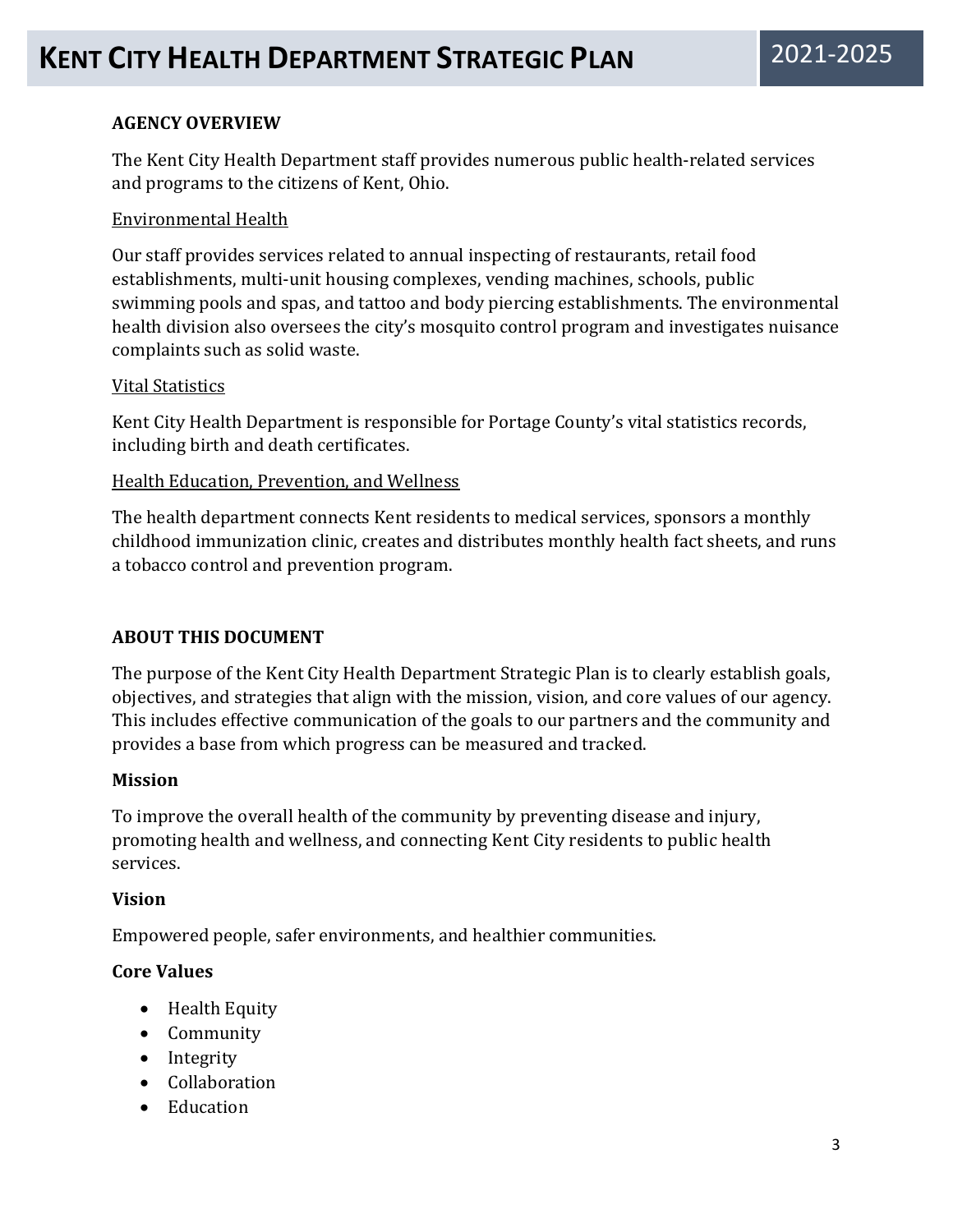## AGENCY OVERVIEW

The Kent City Health Department staff provides numerous public health-related services and programs to the citizens of Kent, Ohio.

### Environmental Health

Our staff provides services related to annual inspecting of restaurants, retail food establishments, multi-unit housing complexes, vending machines, schools, public swimming pools and spas, and tattoo and body piercing establishments. The environmental health division also oversees the city's mosquito control program and investigates nuisance complaints such as solid waste.

### Vital Statistics

Kent City Health Department is responsible for Portage County's vital statistics records, including birth and death certificates.

### Health Education, Prevention, and Wellness

The health department connects Kent residents to medical services, sponsors a monthly childhood immunization clinic, creates and distributes monthly health fact sheets, and runs a tobacco control and prevention program.

## ABOUT THIS DOCUMENT

The purpose of the Kent City Health Department Strategic Plan is to clearly establish goals, objectives, and strategies that align with the mission, vision, and core values of our agency. This includes effective communication of the goals to our partners and the community and provides a base from which progress can be measured and tracked.

### Mission

To improve the overall health of the community by preventing disease and injury, promoting health and wellness, and connecting Kent City residents to public health services.

### Vision

Empowered people, safer environments, and healthier communities.

### Core Values

- Health Equity
- Community
- Integrity
- Collaboration
- Education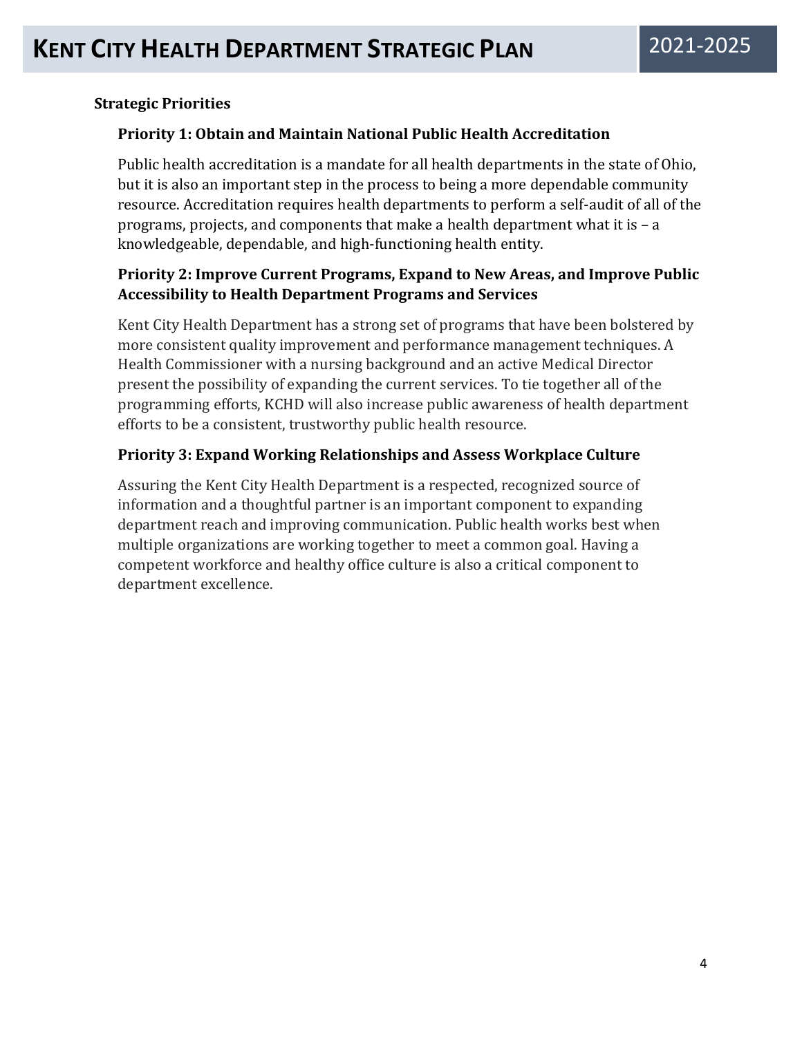## Strategic Priorities

### Priority 1: Obtain and Maintain National Public Health Accreditation

Public health accreditation is a mandate for all health departments in the state of Ohio, but it is also an important step in the process to being a more dependable community resource. Accreditation requires health departments to perform a self-audit of all of the programs, projects, and components that make a health department what it is – a knowledgeable, dependable, and high-functioning health entity.

### Priority 2: Improve Current Programs, Expand to New Areas, and Improve Public Accessibility to Health Department Programs and Services

Kent City Health Department has a strong set of programs that have been bolstered by more consistent quality improvement and performance management techniques. A Health Commissioner with a nursing background and an active Medical Director present the possibility of expanding the current services. To tie together all of the programming efforts, KCHD will also increase public awareness of health department efforts to be a consistent, trustworthy public health resource.

### Priority 3: Expand Working Relationships and Assess Workplace Culture

Assuring the Kent City Health Department is a respected, recognized source of information and a thoughtful partner is an important component to expanding department reach and improving communication. Public health works best when multiple organizations are working together to meet a common goal. Having a competent workforce and healthy office culture is also a critical component to department excellence.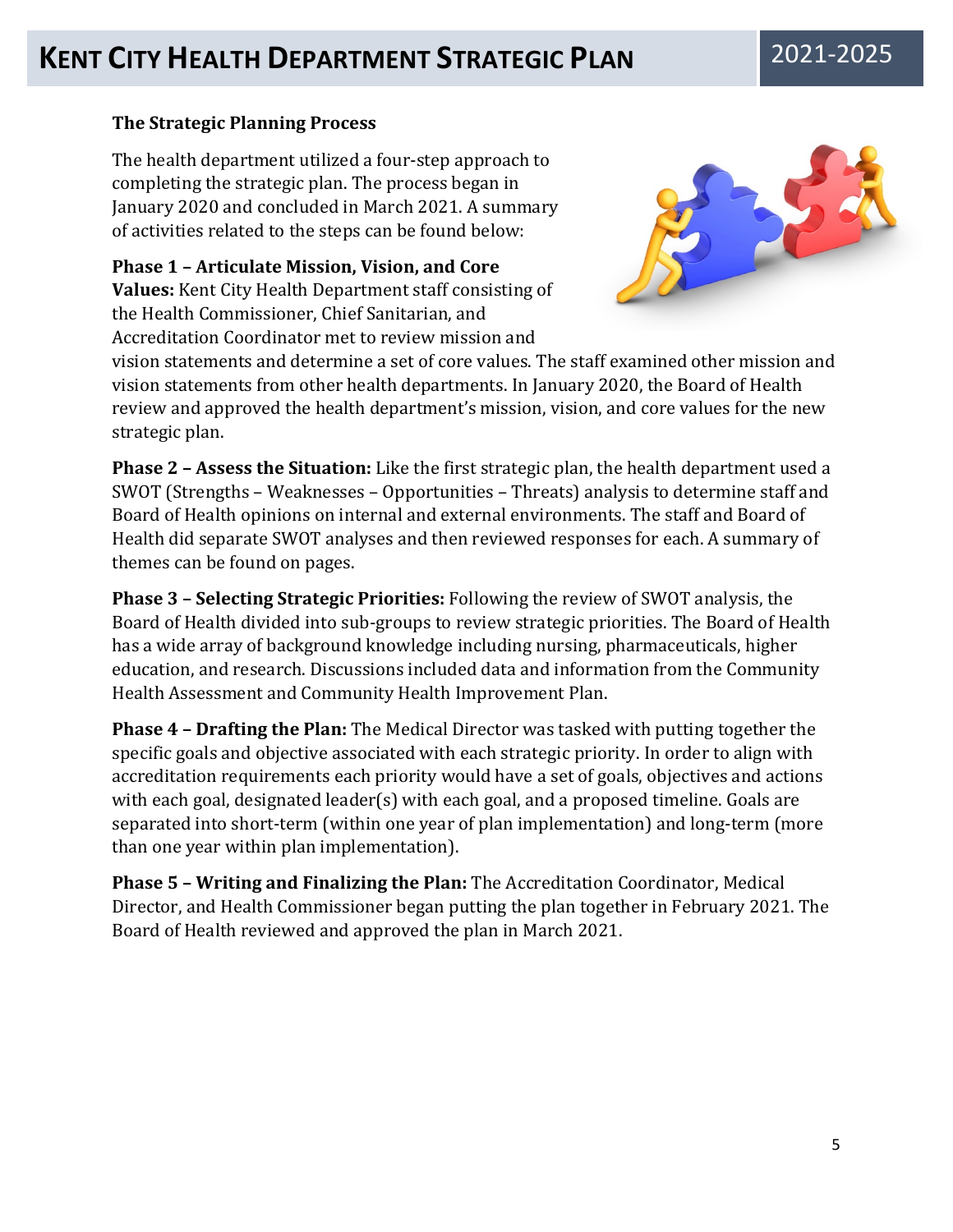### The Strategic Planning Process

The health department utilized a four-step approach to completing the strategic plan. The process began in January 2020 and concluded in March 2021. A summary of activities related to the steps can be found below:

**Phase 1 – Articulate Mission, Vision, and Core Values:** Kent City Health Department staff consisting of the Health Commissioner, Chief Sanitarian, and Accreditation Coordinator met to review mission and vision statements and determine a set of core values. The staff examined other mission and vision statements from other health departments. In January 2020, the Board of Health review and approved the health department's mission, vision, and core values for the new strategic plan.

**Phase 2 – Assess the Situation:** Like the first strategic plan, the health department used a SWOT (Strengths – Weaknesses – Opportunities – Threats) analysis to determine staff and Board of Health opinions on internal and external environments. The staff and Board of Health did separate SWOT analyses and then reviewed responses for each. A summary of themes can be found on pages.

**Phase 3 – Selecting Strategic Priorities:** Following the review of SWOT analysis, the Board of Health divided into sub-groups to review strategic priorities. The Board of Health has a wide array of background knowledge including nursing, pharmaceuticals, higher education, and research. Discussions included data and information from the Community Health Assessment and Community Health Improvement Plan.

**Phase 4 – Drafting the Plan:** The Medical Director was tasked with putting together the specific goals and objective associated with each strategic priority. In order to align with accreditation requirements each priority would have a set of goals, objectives and actions with each goal, designated leader(s) with each goal, and a proposed timeline. Goals are separated into short-term (within one year of plan implementation) and long-term (more than one year within plan implementation).

**Phase 5 – Writing and Finalizing the Plan:** The Accreditation Coordinator, Medical Director, and Health Commissioner began putting the plan together in February 2021. The Board of Health reviewed and approved the plan in March 2021.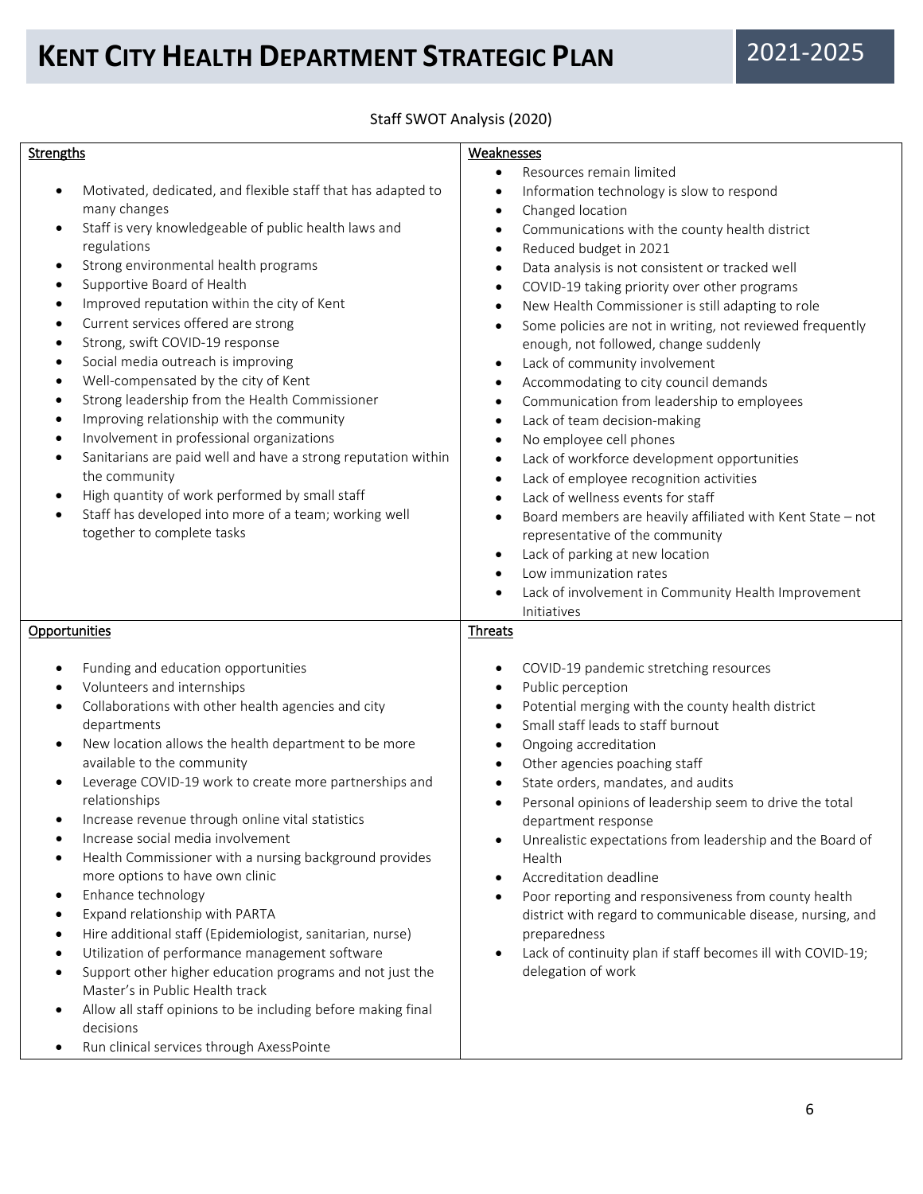Staff SWOT Analysis (2020)

**Strengths**

- Motivated, dedicated, and flexible staff that has adapted to many changes
- Staff is very knowledgeable of public health laws and regulations
- Strong environmental health programs
- Supportive Board of Health
- Improved reputation within the city of Kent
- Current services offered are strong
- Strong, swift COVID-19 response
- Social media outreach is improving
- Well-compensated by the city of Kent
- Strong leadership from the Health Commissioner
- Improving relationship with the community
- Involvement in professional organizations
- Sanitarians are paid well and have a strong reputation within the community
- High quantity of work performed by small staff
- Staff has developed into more of a team; working well together to complete tasks

**Weaknesses**

- Resources remain limited
- Information technology is slow to respond
- Changed location
- Communications with the county health district
- Reduced budget in 2021
- Data analysis is not consistent or tracked well
- COVID-19 taking priority over other programs
- New Health Commissioner is still adapting to role
- Some policies are not in writing, not reviewed frequently enough, not followed, change suddenly
- Lack of community involvement
- Accommodating to city council demands
- Communication from leadership to employees
- Lack of team decision-making
- No employee cell phones
- Lack of workforce development opportunities
- Lack of employee recognition activities
- Lack of wellness events for staff
- Board members are heavily affiliated with Kent State – not representative of the community
- Lack of parking at new location
- Low immunization rates
- Lack of involvement in Community Health Improvement Initiatives

**Opportunities**

- Funding and education opportunities
- Volunteers and internships
- Collaborations with other health agencies and city departments
- New location allows the health department to be more available to the community
- Leverage COVID-19 work to create more partnerships and relationships
- Increase revenue through online vital statistics
- Increase social media involvement
- Health Commissioner with a nursing background provides more options to have own clinic
- Enhance technology
- Expand relationship with PARTA
- Hire additional staff (Epidemiologist, sanitarian, nurse)
- Utilization of performance management software
- Support other higher education programs and not just the Master's in Public Health track
- Allow all staff opinions to be including before making final decisions
- Run clinical services through AxessPointe

**Threats**

- COVID-19 pandemic stretching resources
- Public perception
- Potential merging with the county health district
- Small staff leads to staff burnout
- Ongoing accreditation
- Other agencies poaching staff
- State orders, mandates, and audits
- Personal opinions of leadership seem to drive the total department response
- Unrealistic expectations from leadership and the Board of Health
- Accreditation deadline
- Poor reporting and responsiveness from county health district with regard to communicable disease, nursing, and preparedness
- Lack of continuity plan if staff becomes ill with COVID-19; delegation of work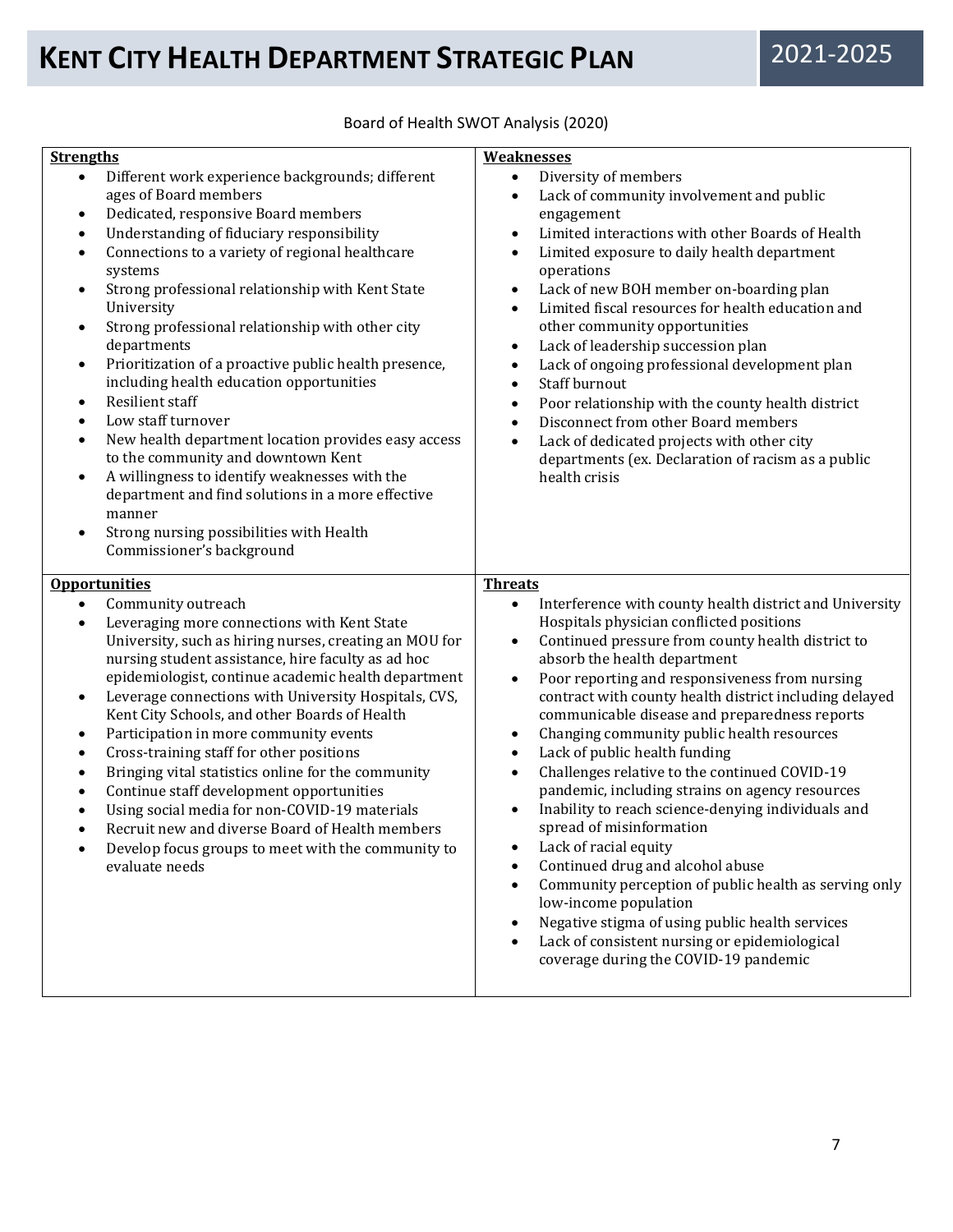Board of Health SWOT Analysis (2020)

**Strengths**

- Different work experience backgrounds; different ages of Board members
- Dedicated, responsive Board members
- Understanding of fiduciary responsibility
- Connections to a variety of regional healthcare systems
- Strong professional relationship with Kent State University
- Strong professional relationship with other city departments
- Prioritization of a proactive public health presence, including health education opportunities
- Resilient staff
- Low staff turnover
- New health department location provides easy access to the community and downtown Kent
- A willingness to identify weaknesses with the department and find solutions in a more effective manner
- Strong nursing possibilities with Health Commissioner's background

**Weaknesses**

- Diversity of members
- Lack of community involvement and public engagement
- Limited interactions with other Boards of Health
- Limited exposure to daily health department operations
- Lack of new BOH member on-boarding plan
- Limited fiscal resources for health education and other community opportunities
- Lack of leadership succession plan
- Lack of ongoing professional development plan
- Staff burnout
- Poor relationship with the county health district
- Disconnect from other Board members
- Lack of dedicated projects with other city departments (ex. Declaration of racism as a public health crisis

**Opportunities**

- Community outreach
- Leveraging more connections with Kent State University, such as hiring nurses, creating an MOU for nursing student assistance, hire faculty as ad hoc epidemiologist, continue academic health department
- Leverage connections with University Hospitals, CVS, Kent City Schools, and other Boards of Health
- Participation in more community events
- Cross-training staff for other positions
- Bringing vital statistics online for the community
- Continue staff development opportunities
- Using social media for non-COVID-19 materials
- Recruit new and diverse Board of Health members
- Develop focus groups to meet with the community to evaluate needs

**Threats**

- Interference with county health district and University Hospitals physician conflicted positions
- Continued pressure from county health district to absorb the health department
- Poor reporting and responsiveness from nursing contract with county health district including delayed communicable disease and preparedness reports
- Changing community public health resources
- Lack of public health funding
- Challenges relative to the continued COVID-19 pandemic, including strains on agency resources
- Inability to reach science-denying individuals and spread of misinformation
- Lack of racial equity
- Continued drug and alcohol abuse
- Community perception of public health as serving only low-income population
- Negative stigma of using public health services
- Lack of consistent nursing or epidemiological coverage during the COVID-19 pandemic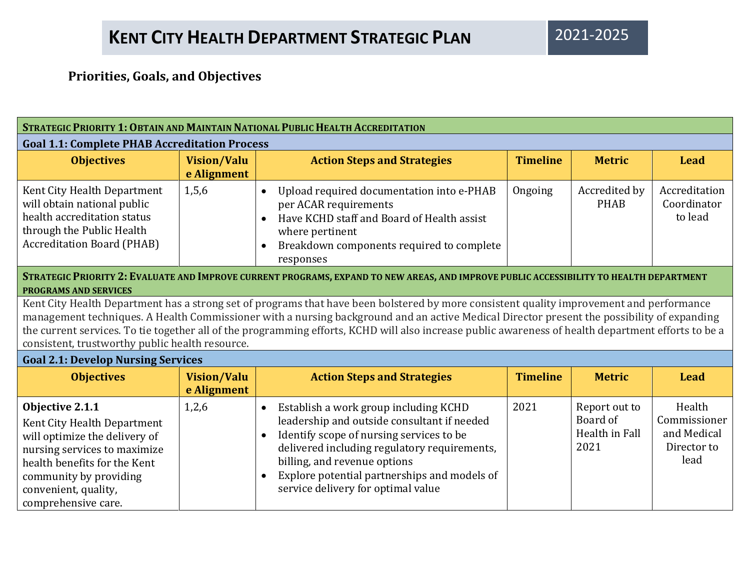# Kent City Health Department Strategic Plan 2021-2025

### Priorities, Goals, and Objectives

**Strategic Priority 1: Obtain and Maintain National Public Health Accreditation**

**Goal 1.1: Complete PHAB Accreditation Process**

| Objectives | Vision/Value Alignment | Action Steps and Strategies | Timeline | Metric | Lead |
|---|---|---|---|---|---|
| Kent City Health Department will obtain national public health accreditation status through the Public Health Accreditation Board (PHAB) | 1,5,6 | • Upload required documentation into e-PHAB per ACAR requirements<br>• Have KCHD staff and Board of Health assist where pertinent<br>• Breakdown components required to complete responses | Ongoing | Accredited by PHAB | Accreditation Coordinator to lead |

**Strategic Priority 2: Evaluate and Improve current programs, expand to new areas, and improve public accessibility to health department programs and services**

Kent City Health Department has a strong set of programs that have been bolstered by more consistent quality improvement and performance management techniques. A Health Commissioner with a nursing background and an active Medical Director present the possibility of expanding the current services. To tie together all of the programming efforts, KCHD will also increase public awareness of health department efforts to be a consistent, trustworthy public health resource.

**Goal 2.1: Develop Nursing Services**

| Objectives | Vision/Value Alignment | Action Steps and Strategies | Timeline | Metric | Lead |
|---|---|---|---|---|---|
| **Objective 2.1.1**<br>Kent City Health Department will optimize the delivery of nursing services to maximize health benefits for the Kent community by providing convenient, quality, comprehensive care. | 1,2,6 | • Establish a work group including KCHD leadership and outside consultant if needed<br>• Identify scope of nursing services to be delivered including regulatory requirements, billing, and revenue options<br>• Explore potential partnerships and models of service delivery for optimal value | 2021 | Report out to Board of Health in Fall 2021 | Health Commissioner and Medical Director to lead |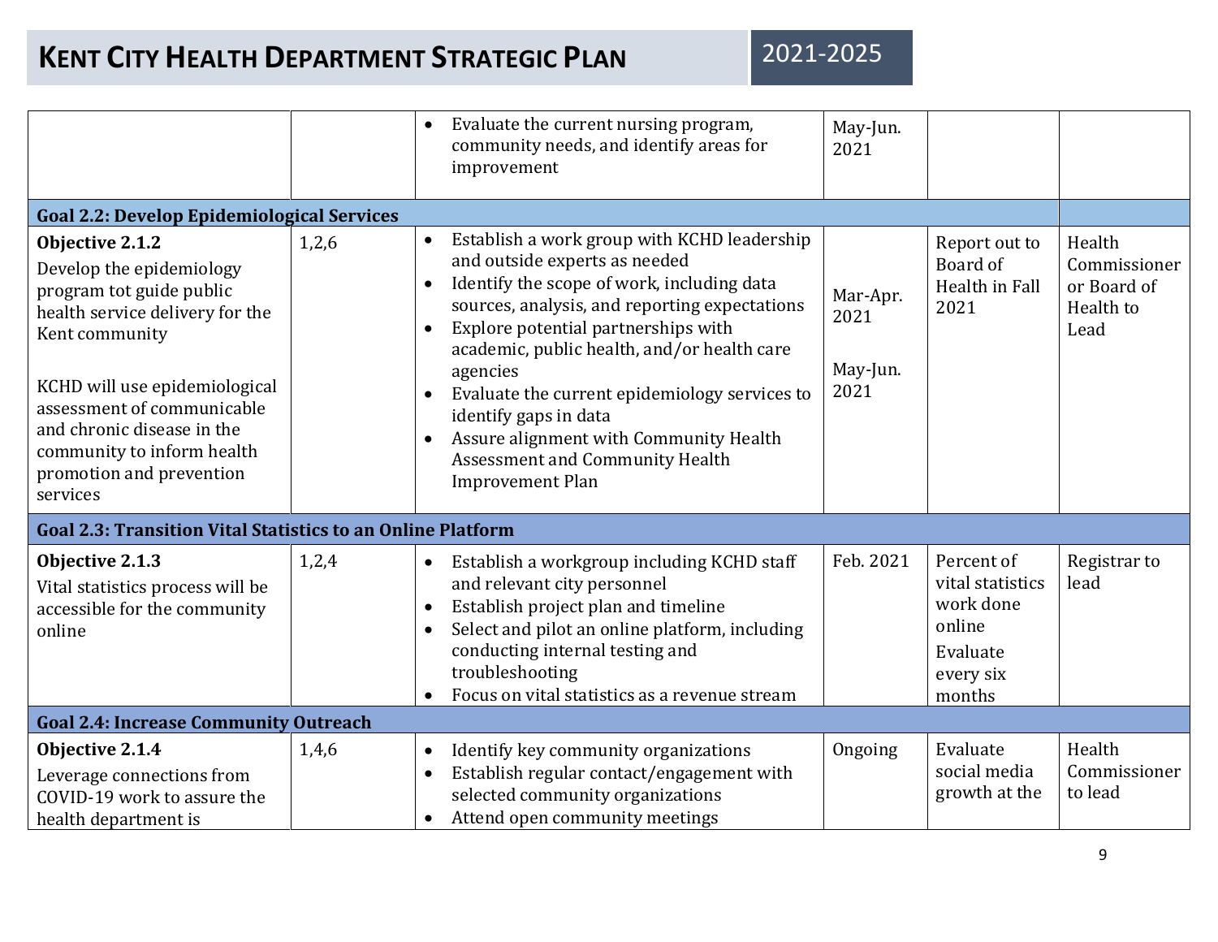| | | | | | |
|---|---|---|---|---|---|
| | | • Evaluate the current nursing program, community needs, and identify areas for improvement | May-Jun. 2021 | | |
| **Goal 2.2: Develop Epidemiological Services** | | | | | |
| **Objective 2.1.2**<br>Develop the epidemiology program tot guide public health service delivery for the Kent community<br><br>KCHD will use epidemiological assessment of communicable and chronic disease in the community to inform health promotion and prevention services | 1,2,6 | • Establish a work group with KCHD leadership and outside experts as needed<br>• Identify the scope of work, including data sources, analysis, and reporting expectations<br>• Explore potential partnerships with academic, public health, and/or health care agencies<br>• Evaluate the current epidemiology services to identify gaps in data<br>• Assure alignment with Community Health Assessment and Community Health Improvement Plan | Mar-Apr. 2021<br><br>May-Jun. 2021 | Report out to Board of Health in Fall 2021 | Health Commissioner or Board of Health to Lead |
| **Goal 2.3: Transition Vital Statistics to an Online Platform** | | | | | |
| **Objective 2.1.3**<br>Vital statistics process will be accessible for the community online | 1,2,4 | • Establish a workgroup including KCHD staff and relevant city personnel<br>• Establish project plan and timeline<br>• Select and pilot an online platform, including conducting internal testing and troubleshooting<br>• Focus on vital statistics as a revenue stream | Feb. 2021 | Percent of vital statistics work done online<br>Evaluate every six months | Registrar to lead |
| **Goal 2.4: Increase Community Outreach** | | | | | |
| **Objective 2.1.4**<br>Leverage connections from COVID-19 work to assure the health department is | 1,4,6 | • Identify key community organizations<br>• Establish regular contact/engagement with selected community organizations<br>• Attend open community meetings | Ongoing | Evaluate social media growth at the | Health Commissioner to lead |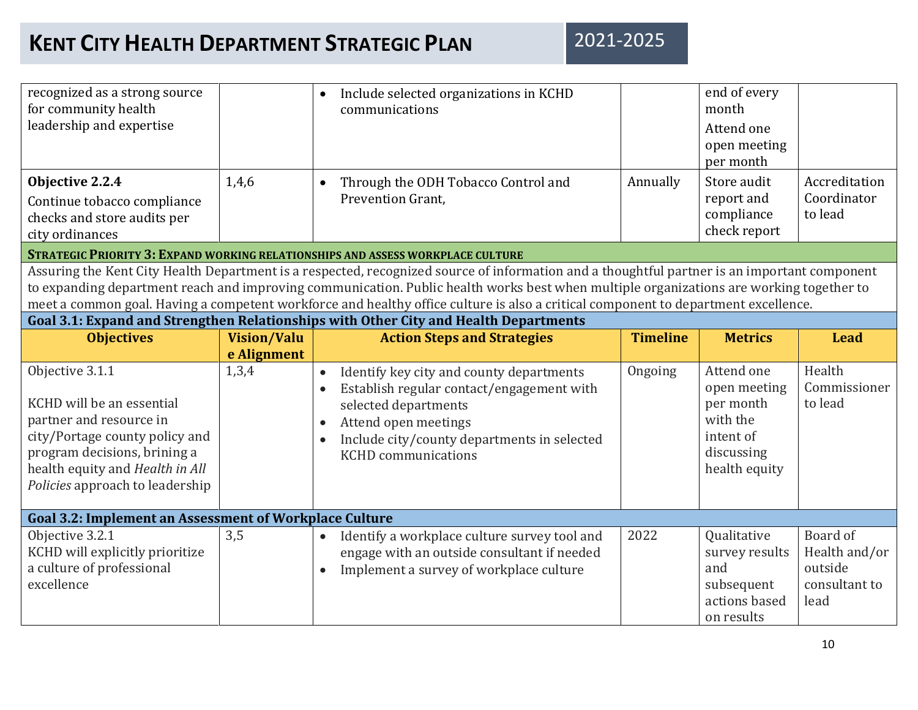| Objectives | Vision/Value Alignment | Action Steps and Strategies | Timeline | Metrics | Lead |
|---|---|---|---|---|---|
| recognized as a strong source for community health leadership and expertise | | • Include selected organizations in KCHD communications | | end of every month<br>Attend one open meeting per month | |
| **Objective 2.2.4**<br>Continue tobacco compliance checks and store audits per city ordinances | 1,4,6 | • Through the ODH Tobacco Control and Prevention Grant, | Annually | Store audit report and compliance check report | Accreditation Coordinator to lead |

**STRATEGIC PRIORITY 3: EXPAND WORKING RELATIONSHIPS AND ASSESS WORKPLACE CULTURE**

Assuring the Kent City Health Department is a respected, recognized source of information and a thoughtful partner is an important component to expanding department reach and improving communication. Public health works best when multiple organizations are working together to meet a common goal. Having a competent workforce and healthy office culture is also a critical component to department excellence.

**Goal 3.1: Expand and Strengthen Relationships with Other City and Health Departments**

| Objectives | Vision/Value Alignment | Action Steps and Strategies | Timeline | Metrics | Lead |
|---|---|---|---|---|---|
| Objective 3.1.1<br><br>KCHD will be an essential partner and resource in city/Portage county policy and program decisions, brining a health equity and *Health in All Policies* approach to leadership | 1,3,4 | • Identify key city and county departments<br>• Establish regular contact/engagement with selected departments<br>• Attend open meetings<br>• Include city/county departments in selected KCHD communications | Ongoing | Attend one open meeting per month with the intent of discussing health equity | Health Commissioner to lead |

**Goal 3.2: Implement an Assessment of Workplace Culture**

| Objectives | Vision/Value Alignment | Action Steps and Strategies | Timeline | Metrics | Lead |
|---|---|---|---|---|---|
| Objective 3.2.1<br>KCHD will explicitly prioritize a culture of professional excellence | 3,5 | • Identify a workplace culture survey tool and engage with an outside consultant if needed<br>• Implement a survey of workplace culture | 2022 | Qualitative survey results and subsequent actions based on results | Board of Health and/or outside consultant to lead |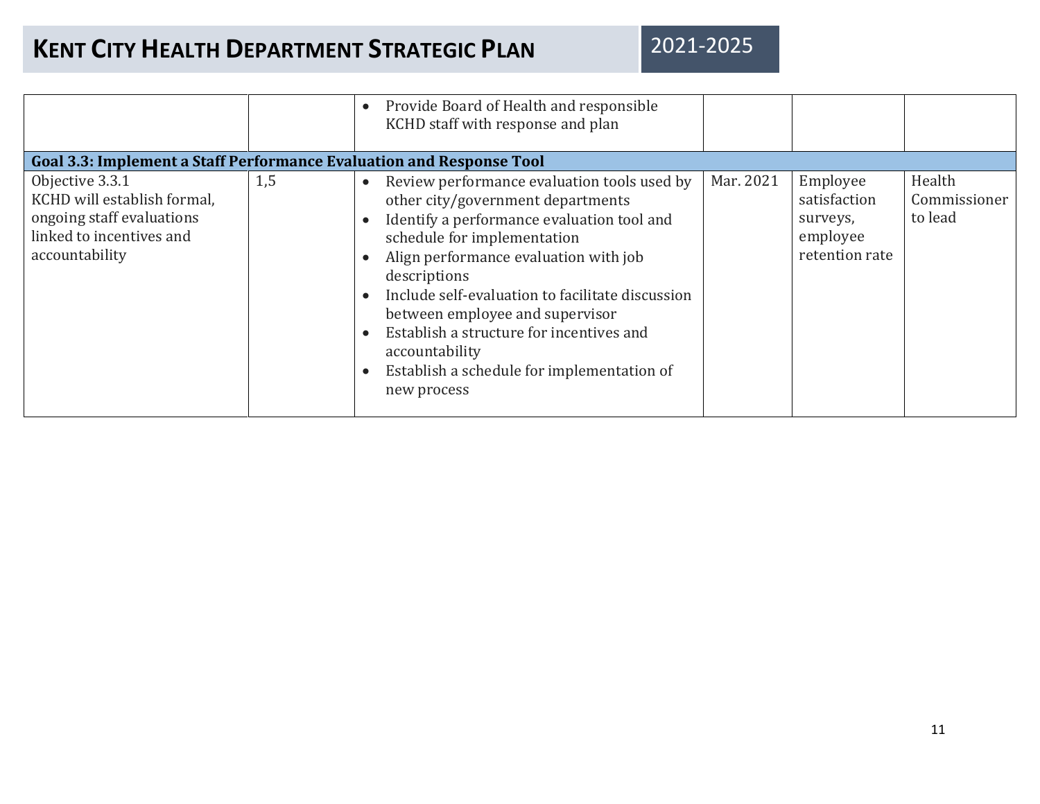| | | | | | |
|---|---|---|---|---|---|
| | | • Provide Board of Health and responsible KCHD staff with response and plan | | | |
| **Goal 3.3: Implement a Staff Performance Evaluation and Response Tool** | | | | | |
| Objective 3.3.1<br>KCHD will establish formal, ongoing staff evaluations linked to incentives and accountability | 1,5 | • Review performance evaluation tools used by other city/government departments<br>• Identify a performance evaluation tool and schedule for implementation<br>• Align performance evaluation with job descriptions<br>• Include self-evaluation to facilitate discussion between employee and supervisor<br>• Establish a structure for incentives and accountability<br>• Establish a schedule for implementation of new process | Mar. 2021 | Employee satisfaction surveys, employee retention rate | Health Commissioner to lead |